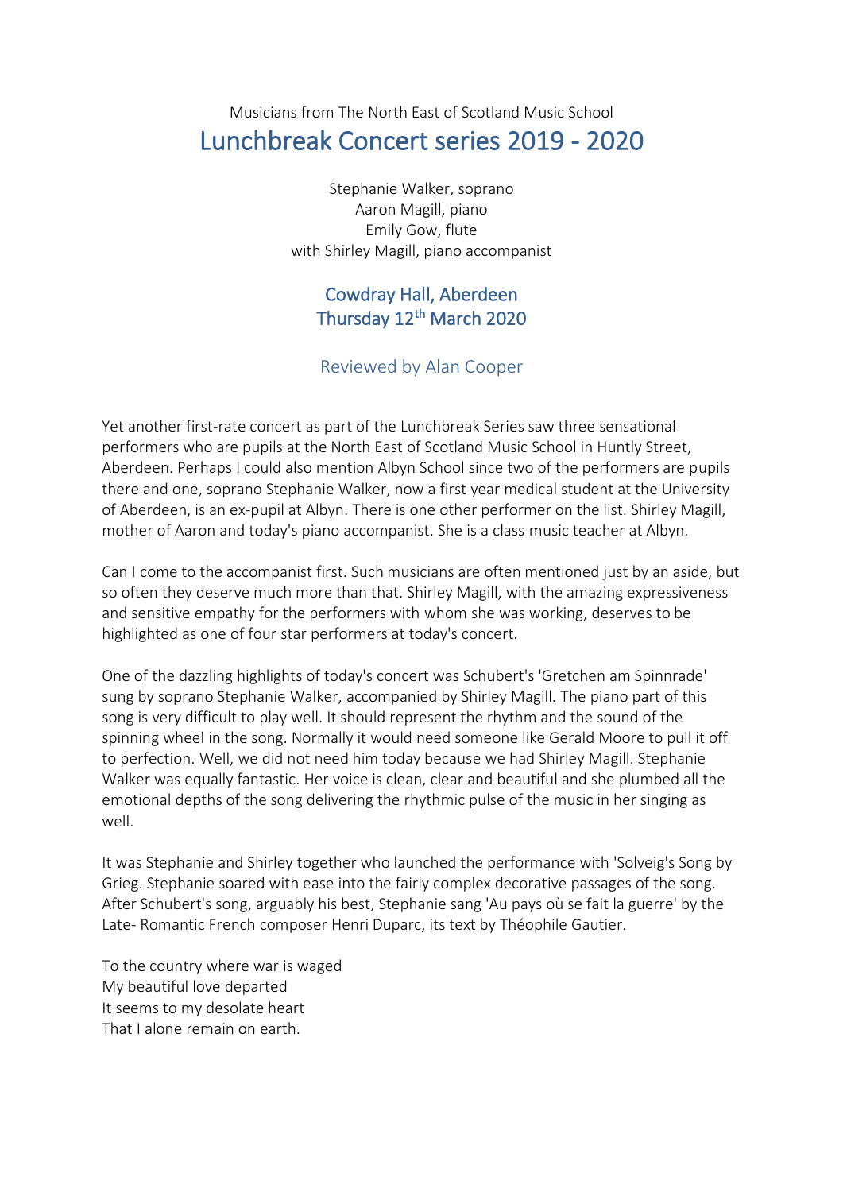Musicians from The North East of Scotland Music School

# Lunchbreak Concert series 2019 - 2020

Stephanie Walker, soprano  
Aaron Magill, piano  
Emily Gow, flute  
with Shirley Magill, piano accompanist

## Cowdray Hall, Aberdeen
## Thursday 12th March 2020

### Reviewed by Alan Cooper

Yet another first-rate concert as part of the Lunchbreak Series saw three sensational performers who are pupils at the North East of Scotland Music School in Huntly Street, Aberdeen. Perhaps I could also mention Albyn School since two of the performers are pupils there and one, soprano Stephanie Walker, now a first year medical student at the University of Aberdeen, is an ex-pupil at Albyn. There is one other performer on the list. Shirley Magill, mother of Aaron and today's piano accompanist. She is a class music teacher at Albyn.

Can I come to the accompanist first. Such musicians are often mentioned just by an aside, but so often they deserve much more than that. Shirley Magill, with the amazing expressiveness and sensitive empathy for the performers with whom she was working, deserves to be highlighted as one of four star performers at today's concert.

One of the dazzling highlights of today's concert was Schubert's 'Gretchen am Spinnrade' sung by soprano Stephanie Walker, accompanied by Shirley Magill. The piano part of this song is very difficult to play well. It should represent the rhythm and the sound of the spinning wheel in the song. Normally it would need someone like Gerald Moore to pull it off to perfection. Well, we did not need him today because we had Shirley Magill. Stephanie Walker was equally fantastic. Her voice is clean, clear and beautiful and she plumbed all the emotional depths of the song delivering the rhythmic pulse of the music in her singing as well.

It was Stephanie and Shirley together who launched the performance with 'Solveig's Song by Grieg. Stephanie soared with ease into the fairly complex decorative passages of the song. After Schubert's song, arguably his best, Stephanie sang 'Au pays où se fait la guerre' by the Late- Romantic French composer Henri Duparc, its text by Théophile Gautier.

To the country where war is waged  
My beautiful love departed  
It seems to my desolate heart  
That I alone remain on earth.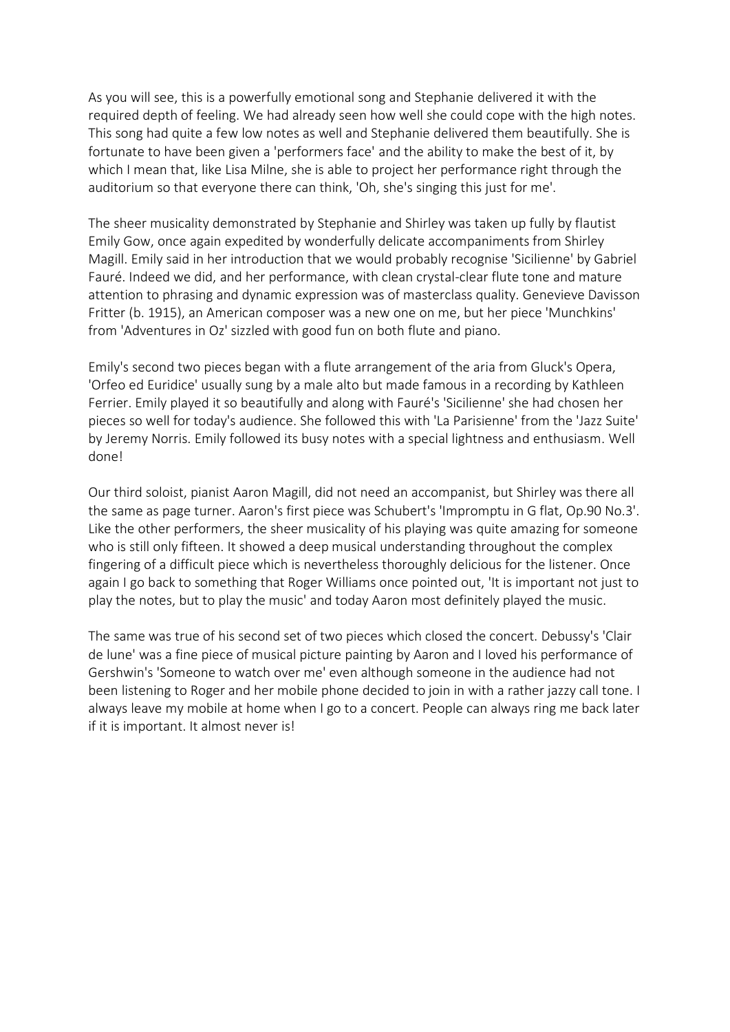As you will see, this is a powerfully emotional song and Stephanie delivered it with the required depth of feeling. We had already seen how well she could cope with the high notes. This song had quite a few low notes as well and Stephanie delivered them beautifully. She is fortunate to have been given a 'performers face' and the ability to make the best of it, by which I mean that, like Lisa Milne, she is able to project her performance right through the auditorium so that everyone there can think, 'Oh, she's singing this just for me'.

The sheer musicality demonstrated by Stephanie and Shirley was taken up fully by flautist Emily Gow, once again expedited by wonderfully delicate accompaniments from Shirley Magill. Emily said in her introduction that we would probably recognise 'Sicilienne' by Gabriel Fauré. Indeed we did, and her performance, with clean crystal-clear flute tone and mature attention to phrasing and dynamic expression was of masterclass quality. Genevieve Davisson Fritter (b. 1915), an American composer was a new one on me, but her piece 'Munchkins' from 'Adventures in Oz' sizzled with good fun on both flute and piano.

Emily's second two pieces began with a flute arrangement of the aria from Gluck's Opera, 'Orfeo ed Euridice' usually sung by a male alto but made famous in a recording by Kathleen Ferrier. Emily played it so beautifully and along with Fauré's 'Sicilienne' she had chosen her pieces so well for today's audience. She followed this with 'La Parisienne' from the 'Jazz Suite' by Jeremy Norris. Emily followed its busy notes with a special lightness and enthusiasm. Well done!

Our third soloist, pianist Aaron Magill, did not need an accompanist, but Shirley was there all the same as page turner. Aaron's first piece was Schubert's 'Impromptu in G flat, Op.90 No.3'. Like the other performers, the sheer musicality of his playing was quite amazing for someone who is still only fifteen. It showed a deep musical understanding throughout the complex fingering of a difficult piece which is nevertheless thoroughly delicious for the listener. Once again I go back to something that Roger Williams once pointed out, 'It is important not just to play the notes, but to play the music' and today Aaron most definitely played the music.

The same was true of his second set of two pieces which closed the concert. Debussy's 'Clair de lune' was a fine piece of musical picture painting by Aaron and I loved his performance of Gershwin's 'Someone to watch over me' even although someone in the audience had not been listening to Roger and her mobile phone decided to join in with a rather jazzy call tone. I always leave my mobile at home when I go to a concert. People can always ring me back later if it is important. It almost never is!